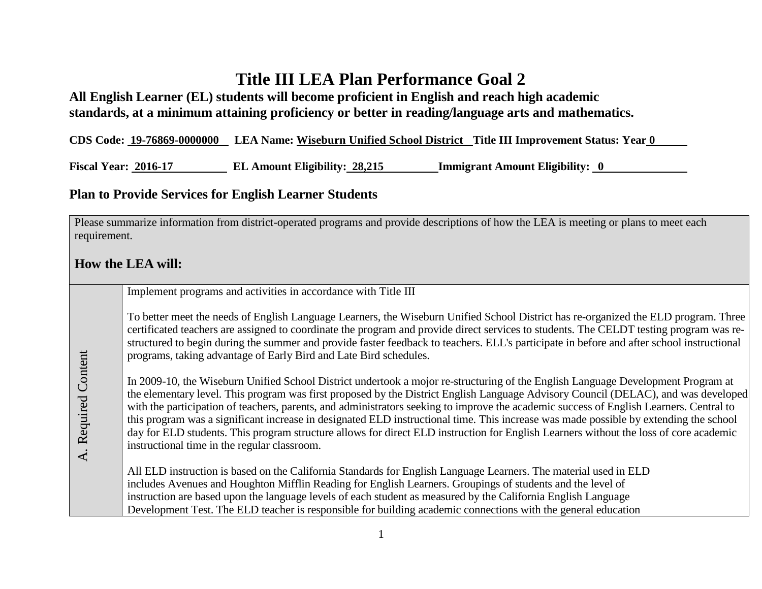# Title III LEA Plan Performance Goal 2

**All English Learner (EL) students will become proficient in English and reach high academic standards, at a minimum attaining proficiency or better in reading/language arts and mathematics.**

**CDS Code: 19-76869-0000000  LEA Name: Wiseburn Unified School District  Title III Improvement Status: Year 0**

**Fiscal Year: 2016-17  EL Amount Eligibility: 28,215  Immigrant Amount Eligibility: 0**

## Plan to Provide Services for English Learner Students

| Please summarize information from district-operated programs and provide descriptions of how the LEA is meeting or plans to meet each requirement.<br><br>**How the LEA will:** | |
|---|---|
| A. Required Content | Implement programs and activities in accordance with Title III<br><br>To better meet the needs of English Language Learners, the Wiseburn Unified School District has re-organized the ELD program. Three certificated teachers are assigned to coordinate the program and provide direct services to students. The CELDT testing program was re-structured to begin during the summer and provide faster feedback to teachers. ELL's participate in before and after school instructional programs, taking advantage of Early Bird and Late Bird schedules.<br><br>In 2009-10, the Wiseburn Unified School District undertook a major re-structuring of the English Language Development Program at the elementary level. This program was first proposed by the District English Language Advisory Council (DELAC), and was developed with the participation of teachers, parents, and administrators seeking to improve the academic success of English Learners. Central to this program was a significant increase in designated ELD instructional time. This increase was made possible by extending the school day for ELD students. This program structure allows for direct ELD instruction for English Learners without the loss of core academic instructional time in the regular classroom.<br><br>All ELD instruction is based on the California Standards for English Language Learners. The material used in ELD includes Avenues and Houghton Mifflin Reading for English Learners. Groupings of students and the level of instruction are based upon the language levels of each student as measured by the California English Language Development Test. The ELD teacher is responsible for building academic connections with the general education |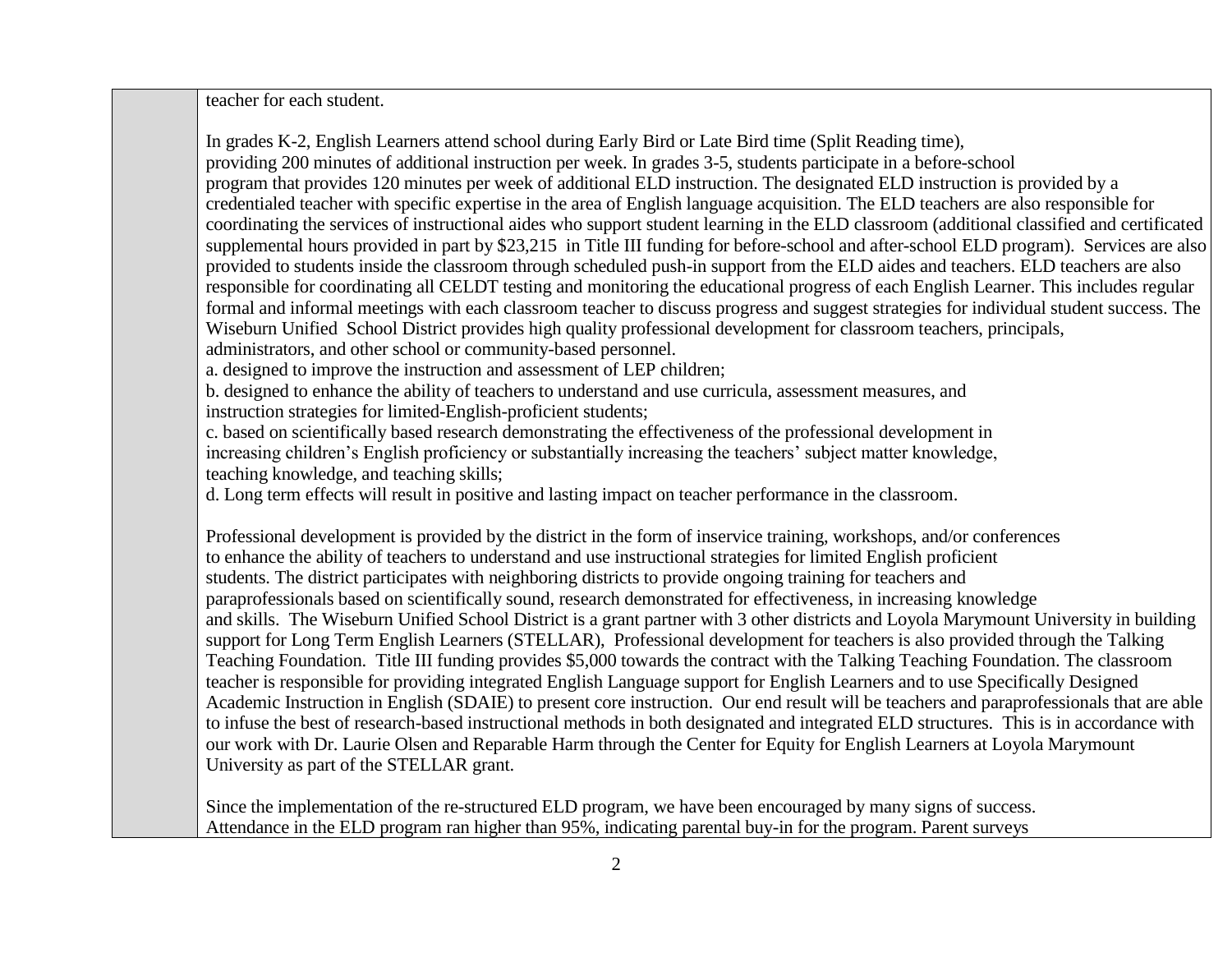teacher for each student.

In grades K-2, English Learners attend school during Early Bird or Late Bird time (Split Reading time), providing 200 minutes of additional instruction per week. In grades 3-5, students participate in a before-school program that provides 120 minutes per week of additional ELD instruction. The designated ELD instruction is provided by a credentialed teacher with specific expertise in the area of English language acquisition. The ELD teachers are also responsible for coordinating the services of instructional aides who support student learning in the ELD classroom (additional classified and certificated supplemental hours provided in part by $23,215 in Title III funding for before-school and after-school ELD program). Services are also provided to students inside the classroom through scheduled push-in support from the ELD aides and teachers. ELD teachers are also responsible for coordinating all CELDT testing and monitoring the educational progress of each English Learner. This includes regular formal and informal meetings with each classroom teacher to discuss progress and suggest strategies for individual student success. The Wiseburn Unified School District provides high quality professional development for classroom teachers, principals, administrators, and other school or community-based personnel.

a. designed to improve the instruction and assessment of LEP children;
b. designed to enhance the ability of teachers to understand and use curricula, assessment measures, and instruction strategies for limited-English-proficient students;
c. based on scientifically based research demonstrating the effectiveness of the professional development in increasing children's English proficiency or substantially increasing the teachers' subject matter knowledge, teaching knowledge, and teaching skills;
d. Long term effects will result in positive and lasting impact on teacher performance in the classroom.

Professional development is provided by the district in the form of inservice training, workshops, and/or conferences to enhance the ability of teachers to understand and use instructional strategies for limited English proficient students. The district participates with neighboring districts to provide ongoing training for teachers and paraprofessionals based on scientifically sound, research demonstrated for effectiveness, in increasing knowledge and skills. The Wiseburn Unified School District is a grant partner with 3 other districts and Loyola Marymount University in building support for Long Term English Learners (STELLAR), Professional development for teachers is also provided through the Talking Teaching Foundation. Title III funding provides $5,000 towards the contract with the Talking Teaching Foundation. The classroom teacher is responsible for providing integrated English Language support for English Learners and to use Specifically Designed Academic Instruction in English (SDAIE) to present core instruction. Our end result will be teachers and paraprofessionals that are able to infuse the best of research-based instructional methods in both designated and integrated ELD structures. This is in accordance with our work with Dr. Laurie Olsen and Reparable Harm through the Center for Equity for English Learners at Loyola Marymount University as part of the STELLAR grant.

Since the implementation of the re-structured ELD program, we have been encouraged by many signs of success. Attendance in the ELD program ran higher than 95%, indicating parental buy-in for the program. Parent surveys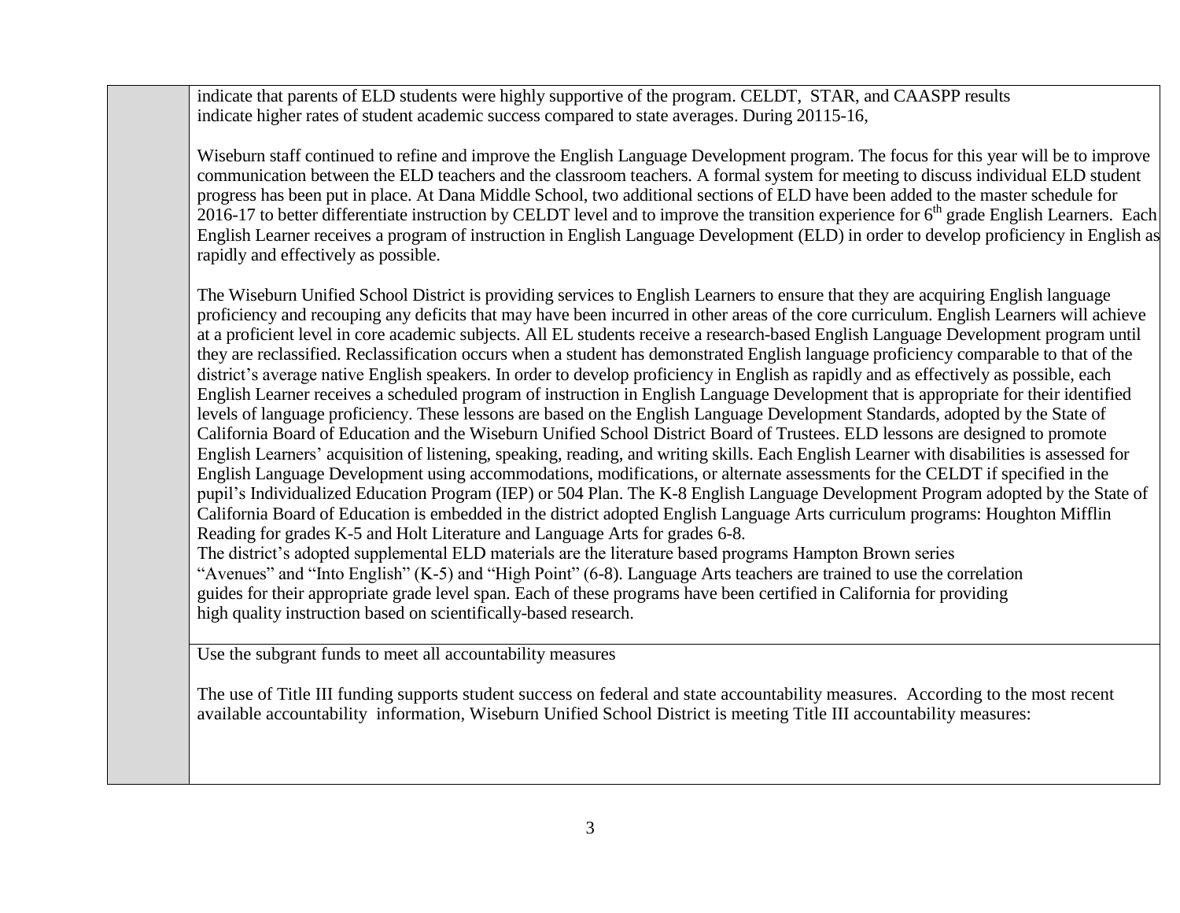| | |
|---|---|
| | indicate that parents of ELD students were highly supportive of the program. CELDT, STAR, and CAASPP results indicate higher rates of student academic success compared to state averages. During 20115-16,<br><br>Wiseburn staff continued to refine and improve the English Language Development program. The focus for this year will be to improve communication between the ELD teachers and the classroom teachers. A formal system for meeting to discuss individual ELD student progress has been put in place. At Dana Middle School, two additional sections of ELD have been added to the master schedule for 2016-17 to better differentiate instruction by CELDT level and to improve the transition experience for 6th grade English Learners. Each English Learner receives a program of instruction in English Language Development (ELD) in order to develop proficiency in English as rapidly and effectively as possible.<br><br>The Wiseburn Unified School District is providing services to English Learners to ensure that they are acquiring English language proficiency and recouping any deficits that may have been incurred in other areas of the core curriculum. English Learners will achieve at a proficient level in core academic subjects. All EL students receive a research-based English Language Development program until they are reclassified. Reclassification occurs when a student has demonstrated English language proficiency comparable to that of the district's average native English speakers. In order to develop proficiency in English as rapidly and as effectively as possible, each English Learner receives a scheduled program of instruction in English Language Development that is appropriate for their identified levels of language proficiency. These lessons are based on the English Language Development Standards, adopted by the State of California Board of Education and the Wiseburn Unified School District Board of Trustees. ELD lessons are designed to promote English Learners' acquisition of listening, speaking, reading, and writing skills. Each English Learner with disabilities is assessed for English Language Development using accommodations, modifications, or alternate assessments for the CELDT if specified in the pupil's Individualized Education Program (IEP) or 504 Plan. The K-8 English Language Development Program adopted by the State of California Board of Education is embedded in the district adopted English Language Arts curriculum programs: Houghton Mifflin Reading for grades K-5 and Holt Literature and Language Arts for grades 6-8.<br>The district's adopted supplemental ELD materials are the literature based programs Hampton Brown series "Avenues" and "Into English" (K-5) and "High Point" (6-8). Language Arts teachers are trained to use the correlation guides for their appropriate grade level span. Each of these programs have been certified in California for providing high quality instruction based on scientifically-based research. |
| | Use the subgrant funds to meet all accountability measures<br><br>The use of Title III funding supports student success on federal and state accountability measures. According to the most recent available accountability information, Wiseburn Unified School District is meeting Title III accountability measures: |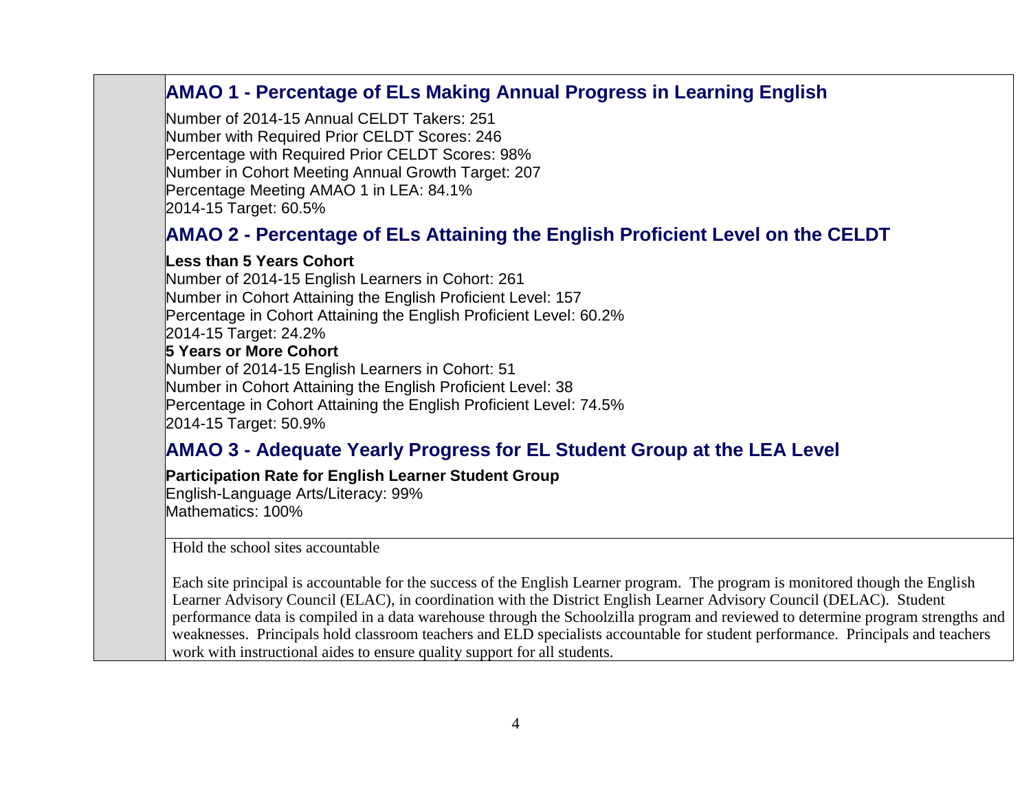## AMAO 1 - Percentage of ELs Making Annual Progress in Learning English

Number of 2014-15 Annual CELDT Takers: 251
Number with Required Prior CELDT Scores: 246
Percentage with Required Prior CELDT Scores: 98%
Number in Cohort Meeting Annual Growth Target: 207
Percentage Meeting AMAO 1 in LEA: 84.1%
2014-15 Target: 60.5%

## AMAO 2 - Percentage of ELs Attaining the English Proficient Level on the CELDT

**Less than 5 Years Cohort**
Number of 2014-15 English Learners in Cohort: 261
Number in Cohort Attaining the English Proficient Level: 157
Percentage in Cohort Attaining the English Proficient Level: 60.2%
2014-15 Target: 24.2%

**5 Years or More Cohort**
Number of 2014-15 English Learners in Cohort: 51
Number in Cohort Attaining the English Proficient Level: 38
Percentage in Cohort Attaining the English Proficient Level: 74.5%
2014-15 Target: 50.9%

## AMAO 3 - Adequate Yearly Progress for EL Student Group at the LEA Level

**Participation Rate for English Learner Student Group**
English-Language Arts/Literacy: 99%
Mathematics: 100%

Hold the school sites accountable

Each site principal is accountable for the success of the English Learner program. The program is monitored though the English Learner Advisory Council (ELAC), in coordination with the District English Learner Advisory Council (DELAC). Student performance data is compiled in a data warehouse through the Schoolzilla program and reviewed to determine program strengths and weaknesses. Principals hold classroom teachers and ELD specialists accountable for student performance. Principals and teachers work with instructional aides to ensure quality support for all students.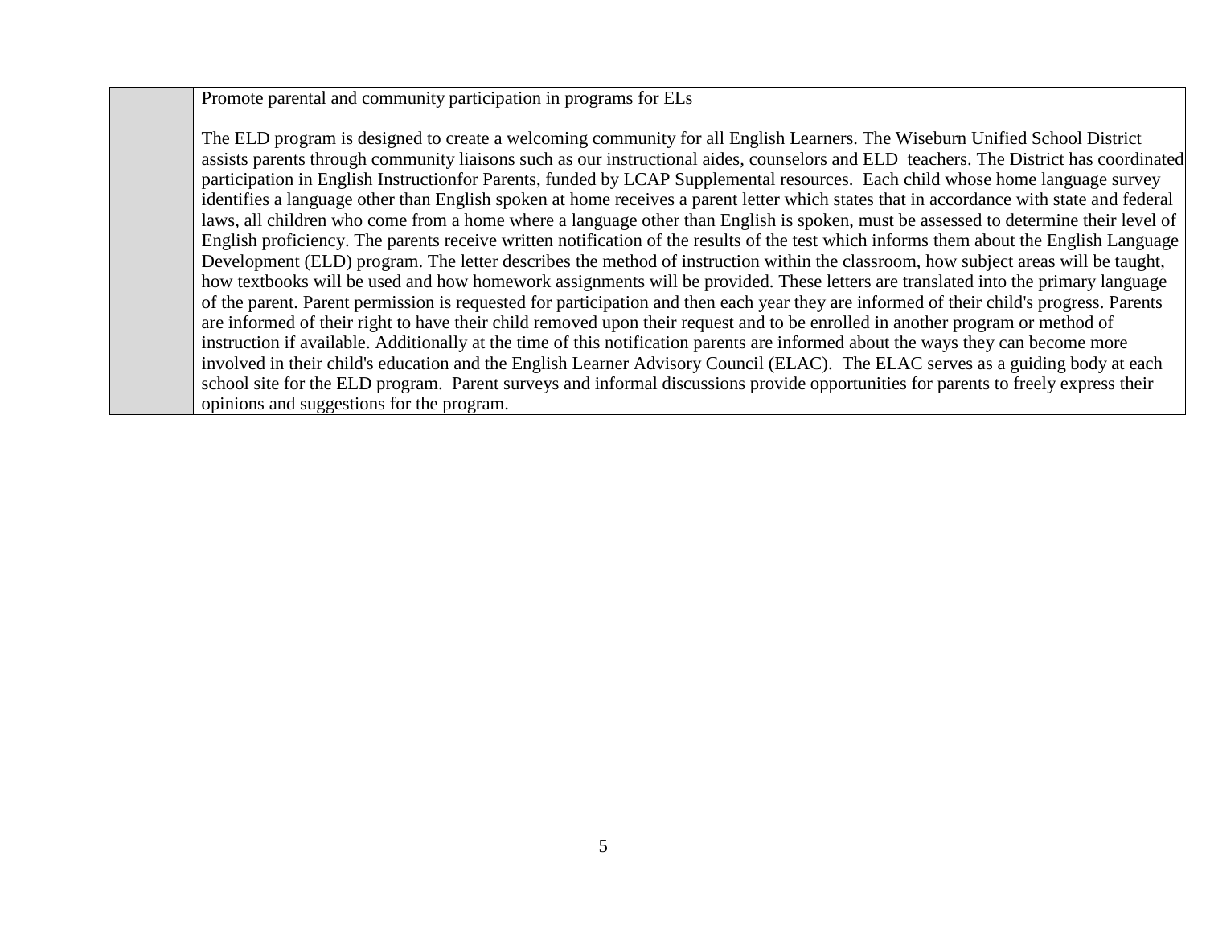| | Promote parental and community participation in programs for ELs<br><br>The ELD program is designed to create a welcoming community for all English Learners. The Wiseburn Unified School District assists parents through community liaisons such as our instructional aides, counselors and ELD teachers. The District has coordinated participation in English Instructionfor Parents, funded by LCAP Supplemental resources. Each child whose home language survey identifies a language other than English spoken at home receives a parent letter which states that in accordance with state and federal laws, all children who come from a home where a language other than English is spoken, must be assessed to determine their level of English proficiency. The parents receive written notification of the results of the test which informs them about the English Language Development (ELD) program. The letter describes the method of instruction within the classroom, how subject areas will be taught, how textbooks will be used and how homework assignments will be provided. These letters are translated into the primary language of the parent. Parent permission is requested for participation and then each year they are informed of their child's progress. Parents are informed of their right to have their child removed upon their request and to be enrolled in another program or method of instruction if available. Additionally at the time of this notification parents are informed about the ways they can become more involved in their child's education and the English Learner Advisory Council (ELAC). The ELAC serves as a guiding body at each school site for the ELD program. Parent surveys and informal discussions provide opportunities for parents to freely express their opinions and suggestions for the program. |
|---|---|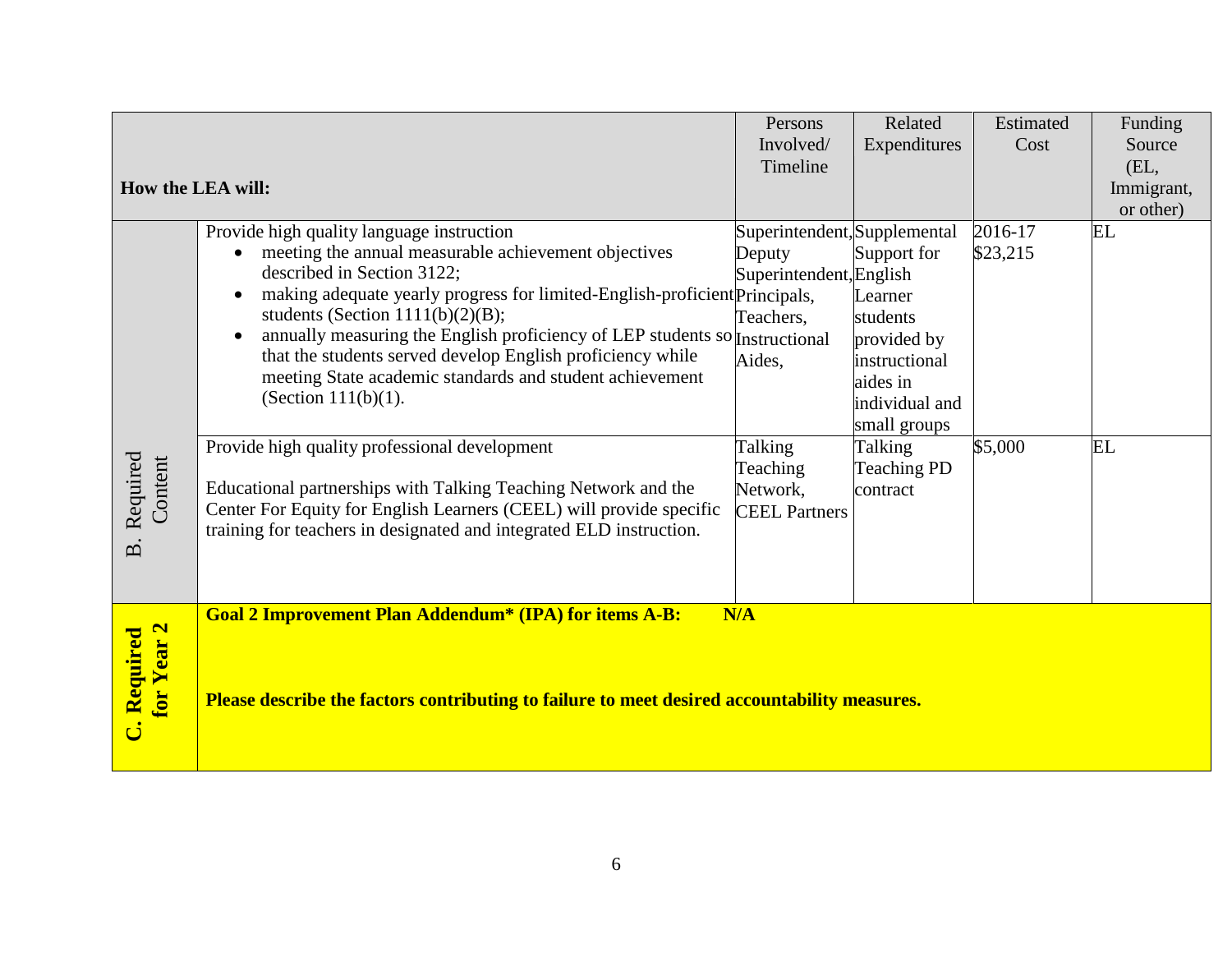| How the LEA will: | | Persons Involved/ Timeline | Related Expenditures | Estimated Cost | Funding Source (EL, Immigrant, or other) |
|---|---|---|---|---|---|
| B. Required Content | Provide high quality language instruction<br>• meeting the annual measurable achievement objectives described in Section 3122;<br>• making adequate yearly progress for limited-English-proficient students (Section 1111(b)(2)(B);<br>• annually measuring the English proficiency of LEP students so that the students served develop English proficiency while meeting State academic standards and student achievement (Section 111(b)(1). | Superintendent, Deputy Superintendent, Principals, Teachers, Instructional Aides, | Supplemental Support for English Learner students provided by instructional aides in individual and small groups | 2016-17 $23,215 | EL |
| | Provide high quality professional development<br><br>Educational partnerships with Talking Teaching Network and the Center For Equity for English Learners (CEEL) will provide specific training for teachers in designated and integrated ELD instruction. | Talking Teaching Network, CEEL Partners | Talking Teaching PD contract | $5,000 | EL |
| **C. Required for Year 2** | **Goal 2 Improvement Plan Addendum\* (IPA) for items A-B: N/A**<br><br>**Please describe the factors contributing to failure to meet desired accountability measures.** | | | | |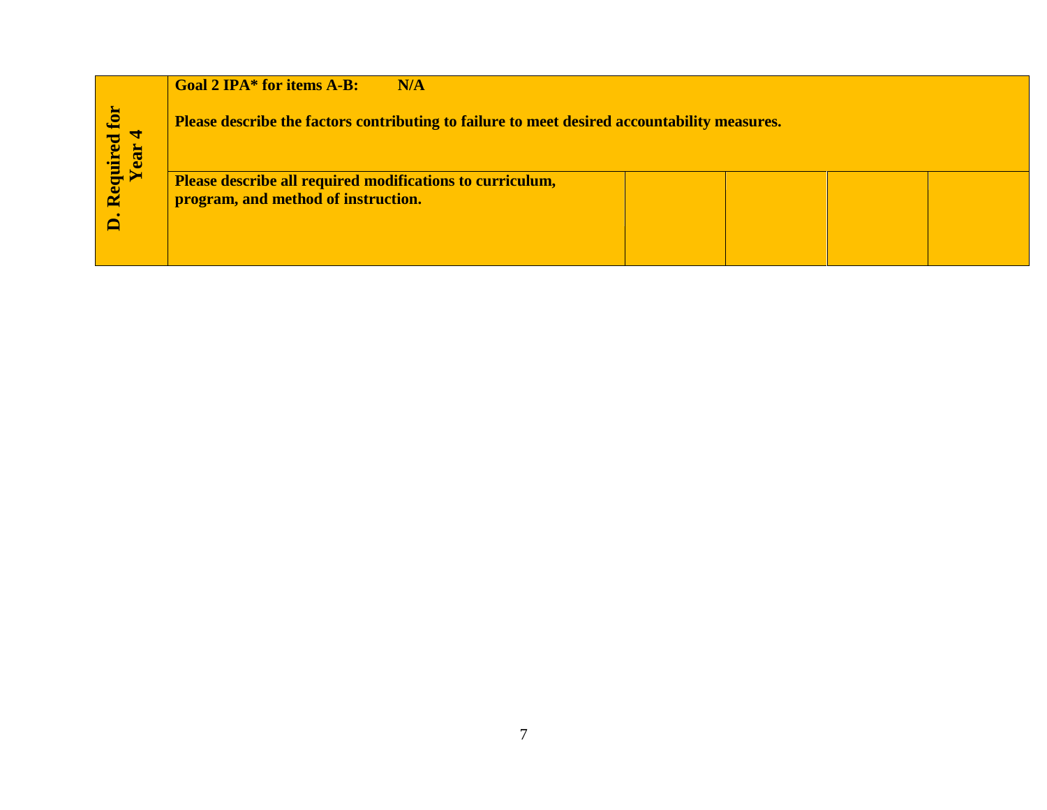| D. Required for Year 4 | **Goal 2 IPA* for items A-B: N/A**<br><br>**Please describe the factors contributing to failure to meet desired accountability measures.** | | | | |
|---|---|---|---|---|---|
| | **Please describe all required modifications to curriculum, program, and method of instruction.** | | | | |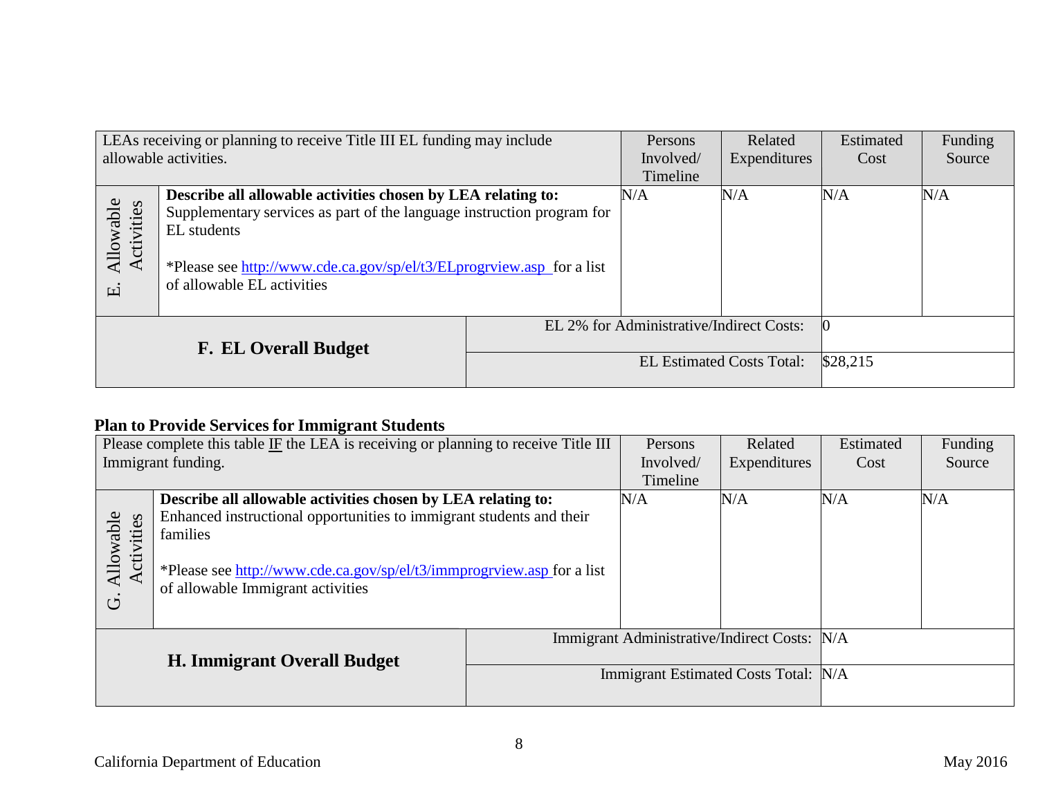| LEAs receiving or planning to receive Title III EL funding may include allowable activities. | | Persons Involved/ Timeline | Related Expenditures | Estimated Cost | Funding Source |
|---|---|---|---|---|---|
| E. Allowable Activities | **Describe all allowable activities chosen by LEA relating to:** Supplementary services as part of the language instruction program for EL students<br><br>*Please see [http://www.cde.ca.gov/sp/el/t3/ELprogrview.asp](http://www.cde.ca.gov/sp/el/t3/ELprogrview.asp) for a list of allowable EL activities | N/A | N/A | N/A | N/A |
| **F. EL Overall Budget** | | | EL 2% for Administrative/Indirect Costs: | 0 | |
| | | | EL Estimated Costs Total: | $28,215 | |

**Plan to Provide Services for Immigrant Students**

| Please complete this table IF the LEA is receiving or planning to receive Title III Immigrant funding. | | Persons Involved/ Timeline | Related Expenditures | Estimated Cost | Funding Source |
|---|---|---|---|---|---|
| G. Allowable Activities | **Describe all allowable activities chosen by LEA relating to:** Enhanced instructional opportunities to immigrant students and their families<br><br>*Please see [http://www.cde.ca.gov/sp/el/t3/immprogrview.asp](http://www.cde.ca.gov/sp/el/t3/immprogrview.asp) for a list of allowable Immigrant activities | N/A | N/A | N/A | N/A |
| **H. Immigrant Overall Budget** | | | Immigrant Administrative/Indirect Costs: | N/A | |
| | | | Immigrant Estimated Costs Total: | N/A | |